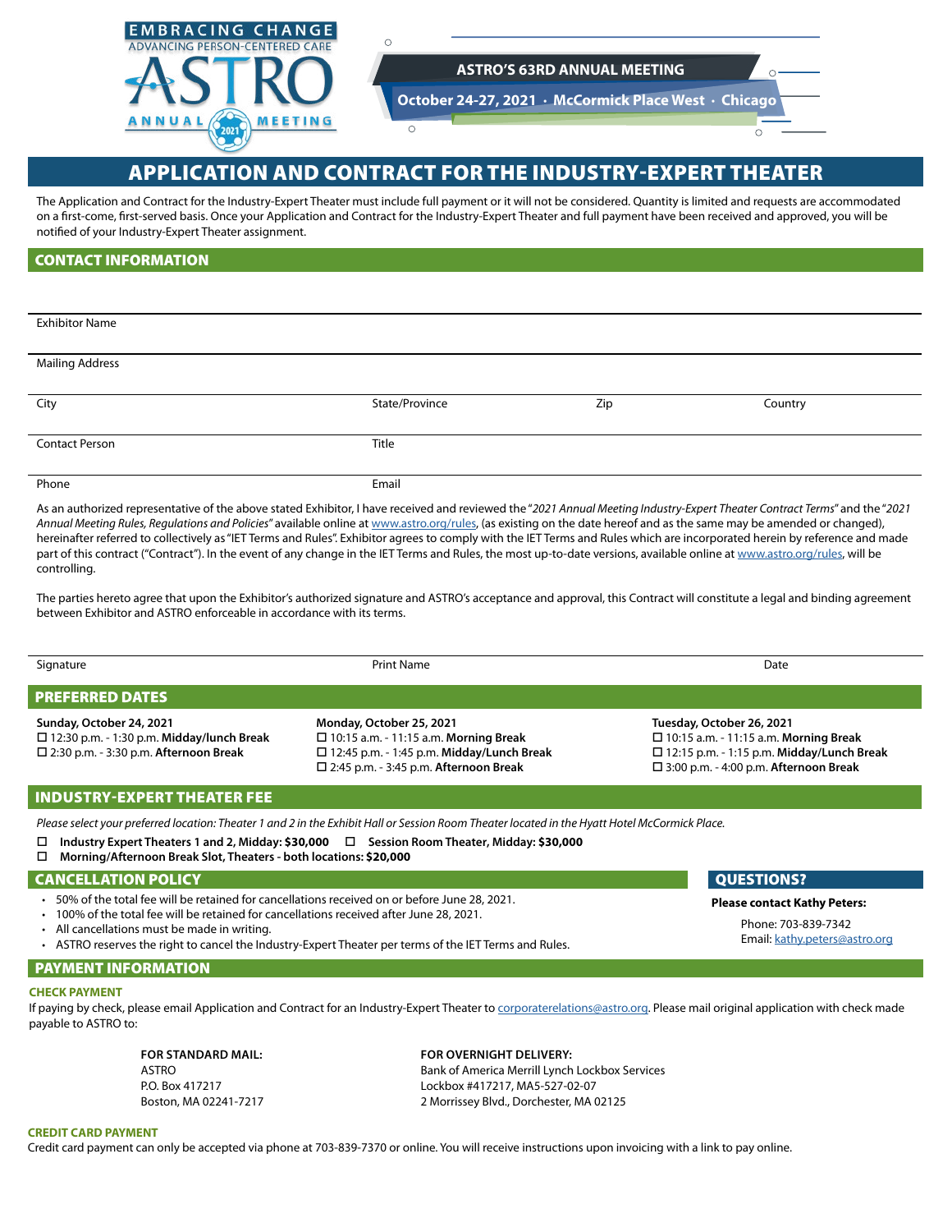EMBRACING CHANGE
ADVANCING PERSON-CENTERED CARE
ASTRO
ANNUAL 2021 MEETING

**ASTRO'S 63RD ANNUAL MEETING**

**October 24-27, 2021 · McCormick Place West · Chicago**

# APPLICATION AND CONTRACT FOR THE INDUSTRY-EXPERT THEATER

The Application and Contract for the Industry-Expert Theater must include full payment or it will not be considered. Quantity is limited and requests are accommodated on a first-come, first-served basis. Once your Application and Contract for the Industry-Expert Theater and full payment have been received and approved, you will be notified of your Industry-Expert Theater assignment.

## CONTACT INFORMATION

Exhibitor Name

Mailing Address

City | State/Province | Zip | Country

Contact Person | Title

Phone | Email

As an authorized representative of the above stated Exhibitor, I have received and reviewed the "*2021 Annual Meeting Industry-Expert Theater Contract Terms*" and the "*2021 Annual Meeting Rules, Regulations and Policies*" available online at www.astro.org/rules, (as existing on the date hereof and as the same may be amended or changed), hereinafter referred to collectively as "IET Terms and Rules". Exhibitor agrees to comply with the IET Terms and Rules which are incorporated herein by reference and made part of this contract ("Contract"). In the event of any change in the IET Terms and Rules, the most up-to-date versions, available online at www.astro.org/rules, will be controlling.

The parties hereto agree that upon the Exhibitor's authorized signature and ASTRO's acceptance and approval, this Contract will constitute a legal and binding agreement between Exhibitor and ASTRO enforceable in accordance with its terms.

Signature | Print Name | Date

## PREFERRED DATES

**Sunday, October 24, 2021**
- ☐ 12:30 p.m. - 1:30 p.m. **Midday/lunch Break**
- ☐ 2:30 p.m. - 3:30 p.m. **Afternoon Break**

**Monday, October 25, 2021**
- ☐ 10:15 a.m. - 11:15 a.m. **Morning Break**
- ☐ 12:45 p.m. - 1:45 p.m. **Midday/Lunch Break**
- ☐ 2:45 p.m. - 3:45 p.m. **Afternoon Break**

**Tuesday, October 26, 2021**
- ☐ 10:15 a.m. - 11:15 a.m. **Morning Break**
- ☐ 12:15 p.m. - 1:15 p.m. **Midday/Lunch Break**
- ☐ 3:00 p.m. - 4:00 p.m. **Afternoon Break**

## INDUSTRY-EXPERT THEATER FEE

*Please select your preferred location: Theater 1 and 2 in the Exhibit Hall or Session Room Theater located in the Hyatt Hotel McCormick Place.*

- ☐ **Industry Expert Theaters 1 and 2, Midday: $30,000** ☐ **Session Room Theater, Midday: $30,000**
- ☐ **Morning/Afternoon Break Slot, Theaters - both locations: $20,000**

## CANCELLATION POLICY

- 50% of the total fee will be retained for cancellations received on or before June 28, 2021.
- 100% of the total fee will be retained for cancellations received after June 28, 2021.
- All cancellations must be made in writing.
- ASTRO reserves the right to cancel the Industry-Expert Theater per terms of the IET Terms and Rules.

## QUESTIONS?

**Please contact Kathy Peters:**

Phone: 703-839-7342
Email: kathy.peters@astro.org

## PAYMENT INFORMATION

### CHECK PAYMENT

If paying by check, please email Application and Contract for an Industry-Expert Theater to corporaterelations@astro.org. Please mail original application with check made payable to ASTRO to:

**FOR STANDARD MAIL:**
ASTRO
P.O. Box 417217
Boston, MA 02241-7217

**FOR OVERNIGHT DELIVERY:**
Bank of America Merrill Lynch Lockbox Services
Lockbox #417217, MA5-527-02-07
2 Morrissey Blvd., Dorchester, MA 02125

### CREDIT CARD PAYMENT

Credit card payment can only be accepted via phone at 703-839-7370 or online. You will receive instructions upon invoicing with a link to pay online.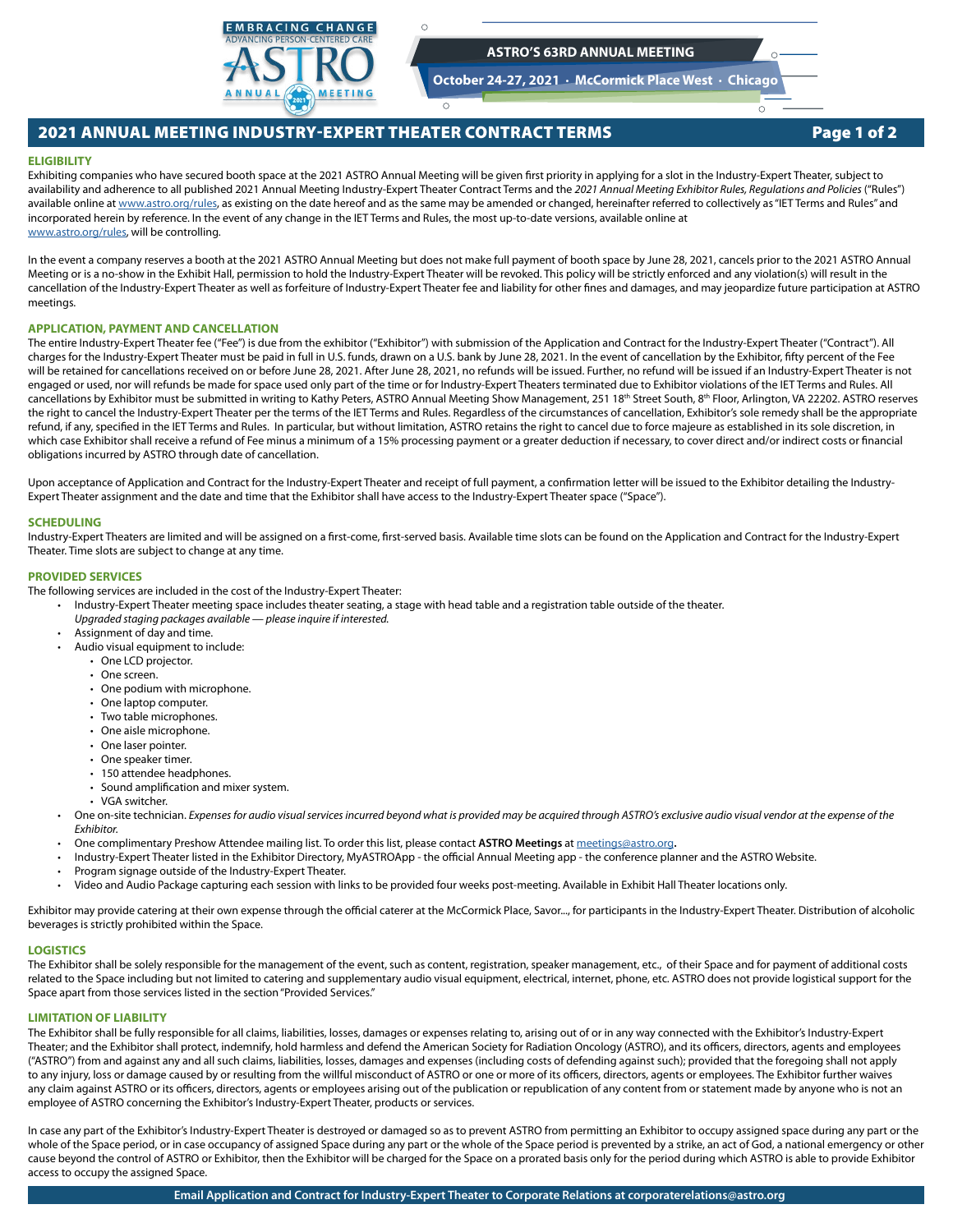# 2021 ANNUAL MEETING INDUSTRY-EXPERT THEATER CONTRACT TERMS

## ELIGIBILITY

Exhibiting companies who have secured booth space at the 2021 ASTRO Annual Meeting will be given first priority in applying for a slot in the Industry-Expert Theater, subject to availability and adherence to all published 2021 Annual Meeting Industry-Expert Theater Contract Terms and the *2021 Annual Meeting Exhibitor Rules, Regulations and Policies* ("Rules") available online at www.astro.org/rules, as existing on the date hereof and as the same may be amended or changed, hereinafter referred to collectively as "IET Terms and Rules" and incorporated herein by reference. In the event of any change in the IET Terms and Rules, the most up-to-date versions, available online at www.astro.org/rules, will be controlling.

In the event a company reserves a booth at the 2021 ASTRO Annual Meeting but does not make full payment of booth space by June 28, 2021, cancels prior to the 2021 ASTRO Annual Meeting or is a no-show in the Exhibit Hall, permission to hold the Industry-Expert Theater will be revoked. This policy will be strictly enforced and any violation(s) will result in the cancellation of the Industry-Expert Theater as well as forfeiture of Industry-Expert Theater fee and liability for other fines and damages, and may jeopardize future participation at ASTRO meetings.

## APPLICATION, PAYMENT AND CANCELLATION

The entire Industry-Expert Theater fee ("Fee") is due from the exhibitor ("Exhibitor") with submission of the Application and Contract for the Industry-Expert Theater ("Contract"). All charges for the Industry-Expert Theater must be paid in full in U.S. funds, drawn on a U.S. bank by June 28, 2021. In the event of cancellation by the Exhibitor, fifty percent of the Fee will be retained for cancellations received on or before June 28, 2021. After June 28, 2021, no refunds will be issued. Further, no refund will be issued if an Industry-Expert Theater is not engaged or used, nor will refunds be made for space used only part of the time or for Industry-Expert Theaters terminated due to Exhibitor violations of the IET Terms and Rules. All cancellations by Exhibitor must be submitted in writing to Kathy Peters, ASTRO Annual Meeting Show Management, 251 18th Street South, 8th Floor, Arlington, VA 22202. ASTRO reserves the right to cancel the Industry-Expert Theater per the terms of the IET Terms and Rules. Regardless of the circumstances of cancellation, Exhibitor's sole remedy shall be the appropriate refund, if any, specified in the IET Terms and Rules. In particular, but without limitation, ASTRO retains the right to cancel due to force majeure as established in its sole discretion, in which case Exhibitor shall receive a refund of Fee minus a minimum of a 15% processing payment or a greater deduction if necessary, to cover direct and/or indirect costs or financial obligations incurred by ASTRO through date of cancellation.

Upon acceptance of Application and Contract for the Industry-Expert Theater and receipt of full payment, a confirmation letter will be issued to the Exhibitor detailing the Industry-Expert Theater assignment and the date and time that the Exhibitor shall have access to the Industry-Expert Theater space ("Space").

## SCHEDULING

Industry-Expert Theaters are limited and will be assigned on a first-come, first-served basis. Available time slots can be found on the Application and Contract for the Industry-Expert Theater. Time slots are subject to change at any time.

## PROVIDED SERVICES

The following services are included in the cost of the Industry-Expert Theater:

- Industry-Expert Theater meeting space includes theater seating, a stage with head table and a registration table outside of the theater.
  *Upgraded staging packages available — please inquire if interested.*
- Assignment of day and time.
- Audio visual equipment to include:
  - One LCD projector.
  - One screen.
  - One podium with microphone.
  - One laptop computer.
  - Two table microphones.
  - One aisle microphone.
  - One laser pointer.
  - One speaker timer.
  - 150 attendee headphones.
  - Sound amplification and mixer system.
  - VGA switcher.
- One on-site technician. *Expenses for audio visual services incurred beyond what is provided may be acquired through ASTRO's exclusive audio visual vendor at the expense of the Exhibitor.*
- One complimentary Preshow Attendee mailing list. To order this list, please contact **ASTRO Meetings** at meetings@astro.org.
- Industry-Expert Theater listed in the Exhibitor Directory, MyASTROApp - the official Annual Meeting app - the conference planner and the ASTRO Website.
- Program signage outside of the Industry-Expert Theater.
- Video and Audio Package capturing each session with links to be provided four weeks post-meeting. Available in Exhibit Hall Theater locations only.

Exhibitor may provide catering at their own expense through the official caterer at the McCormick Place, Savor..., for participants in the Industry-Expert Theater. Distribution of alcoholic beverages is strictly prohibited within the Space.

## LOGISTICS

The Exhibitor shall be solely responsible for the management of the event, such as content, registration, speaker management, etc., of their Space and for payment of additional costs related to the Space including but not limited to catering and supplementary audio visual equipment, electrical, internet, phone, etc. ASTRO does not provide logistical support for the Space apart from those services listed in the section "Provided Services."

## LIMITATION OF LIABILITY

The Exhibitor shall be fully responsible for all claims, liabilities, losses, damages or expenses relating to, arising out of or in any way connected with the Exhibitor's Industry-Expert Theater; and the Exhibitor shall protect, indemnify, hold harmless and defend the American Society for Radiation Oncology (ASTRO), and its officers, directors, agents and employees ("ASTRO") from and against any and all such claims, liabilities, losses, damages and expenses (including costs of defending against such); provided that the foregoing shall not apply to any injury, loss or damage caused by or resulting from the willful misconduct of ASTRO or one or more of its officers, directors, agents or employees. The Exhibitor further waives any claim against ASTRO or its officers, directors, agents or employees arising out of the publication or republication of any content from or statement made by anyone who is not an employee of ASTRO concerning the Exhibitor's Industry-Expert Theater, products or services.

In case any part of the Exhibitor's Industry-Expert Theater is destroyed or damaged so as to prevent ASTRO from permitting an Exhibitor to occupy assigned space during any part or the whole of the Space period, or in case occupancy of assigned Space during any part or the whole of the Space period is prevented by a strike, an act of God, a national emergency or other cause beyond the control of ASTRO or Exhibitor, then the Exhibitor will be charged for the Space on a prorated basis only for the period during which ASTRO is able to provide Exhibitor access to occupy the assigned Space.

**Email Application and Contract for Industry-Expert Theater to Corporate Relations at corporaterelations@astro.org**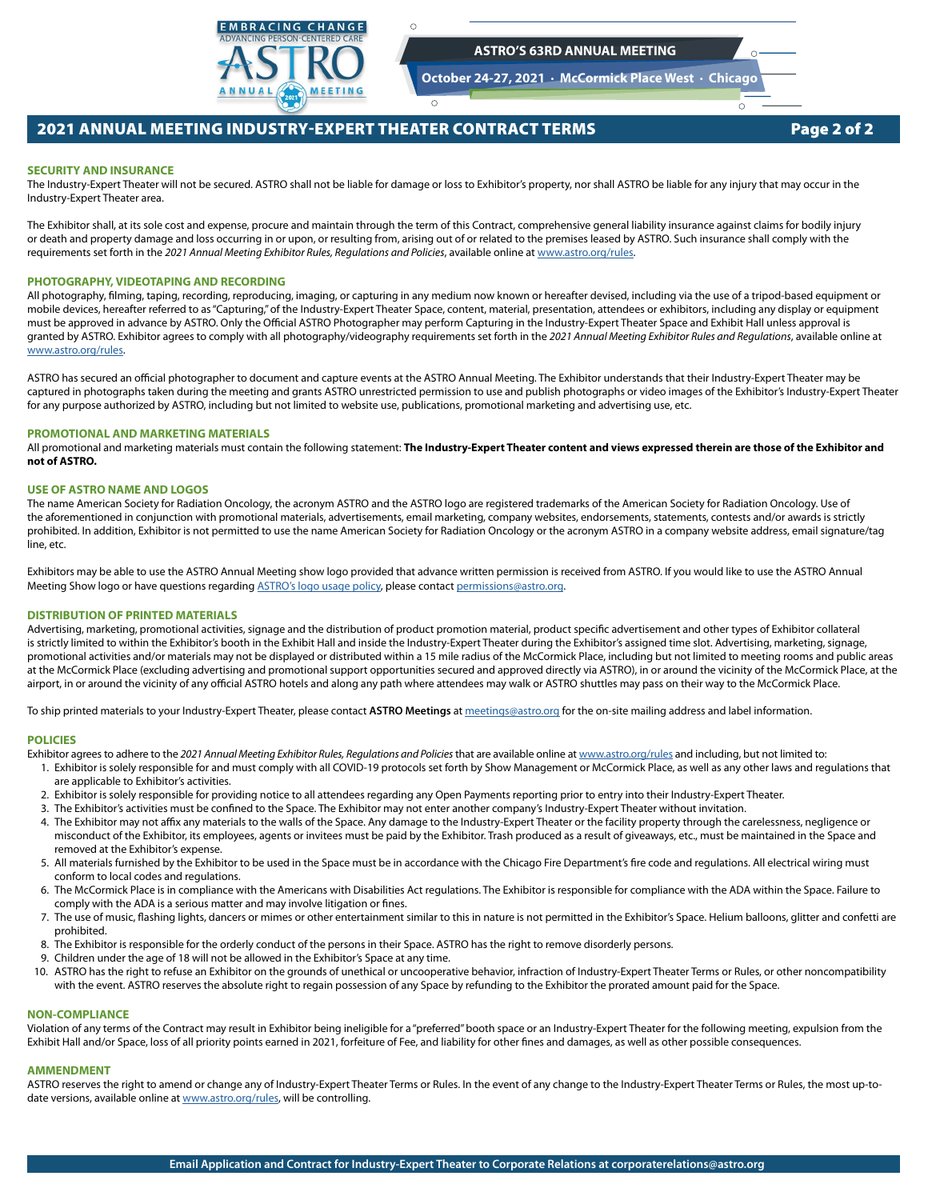## 2021 ANNUAL MEETING INDUSTRY-EXPERT THEATER CONTRACT TERMS

### SECURITY AND INSURANCE

The Industry-Expert Theater will not be secured. ASTRO shall not be liable for damage or loss to Exhibitor's property, nor shall ASTRO be liable for any injury that may occur in the Industry-Expert Theater area.

The Exhibitor shall, at its sole cost and expense, procure and maintain through the term of this Contract, comprehensive general liability insurance against claims for bodily injury or death and property damage and loss occurring in or upon, or resulting from, arising out of or related to the premises leased by ASTRO. Such insurance shall comply with the requirements set forth in the *2021 Annual Meeting Exhibitor Rules, Regulations and Policies*, available online at www.astro.org/rules.

### PHOTOGRAPHY, VIDEOTAPING AND RECORDING

All photography, filming, taping, recording, reproducing, imaging, or capturing in any medium now known or hereafter devised, including via the use of a tripod-based equipment or mobile devices, hereafter referred to as "Capturing," of the Industry-Expert Theater Space, content, material, presentation, attendees or exhibitors, including any display or equipment must be approved in advance by ASTRO. Only the Official ASTRO Photographer may perform Capturing in the Industry-Expert Theater Space and Exhibit Hall unless approval is granted by ASTRO. Exhibitor agrees to comply with all photography/videography requirements set forth in the *2021 Annual Meeting Exhibitor Rules and Regulations*, available online at www.astro.org/rules.

ASTRO has secured an official photographer to document and capture events at the ASTRO Annual Meeting. The Exhibitor understands that their Industry-Expert Theater may be captured in photographs taken during the meeting and grants ASTRO unrestricted permission to use and publish photographs or video images of the Exhibitor's Industry-Expert Theater for any purpose authorized by ASTRO, including but not limited to website use, publications, promotional marketing and advertising use, etc.

### PROMOTIONAL AND MARKETING MATERIALS

All promotional and marketing materials must contain the following statement: **The Industry-Expert Theater content and views expressed therein are those of the Exhibitor and not of ASTRO.**

### USE OF ASTRO NAME AND LOGOS

The name American Society for Radiation Oncology, the acronym ASTRO and the ASTRO logo are registered trademarks of the American Society for Radiation Oncology. Use of the aforementioned in conjunction with promotional materials, advertisements, email marketing, company websites, endorsements, statements, contests and/or awards is strictly prohibited. In addition, Exhibitor is not permitted to use the name American Society for Radiation Oncology or the acronym ASTRO in a company website address, email signature/tag line, etc.

Exhibitors may be able to use the ASTRO Annual Meeting show logo provided that advance written permission is received from ASTRO. If you would like to use the ASTRO Annual Meeting Show logo or have questions regarding ASTRO's logo usage policy, please contact permissions@astro.org.

### DISTRIBUTION OF PRINTED MATERIALS

Advertising, marketing, promotional activities, signage and the distribution of product promotion material, product specific advertisement and other types of Exhibitor collateral is strictly limited to within the Exhibitor's booth in the Exhibit Hall and inside the Industry-Expert Theater during the Exhibitor's assigned time slot. Advertising, marketing, signage, promotional activities and/or materials may not be displayed or distributed within a 15 mile radius of the McCormick Place, including but not limited to meeting rooms and public areas at the McCormick Place (excluding advertising and promotional support opportunities secured and approved directly via ASTRO), in or around the vicinity of the McCormick Place, at the airport, in or around the vicinity of any official ASTRO hotels and along any path where attendees may walk or ASTRO shuttles may pass on their way to the McCormick Place.

To ship printed materials to your Industry-Expert Theater, please contact **ASTRO Meetings** at meetings@astro.org for the on-site mailing address and label information.

### POLICIES

Exhibitor agrees to adhere to the *2021 Annual Meeting Exhibitor Rules, Regulations and Policies* that are available online at www.astro.org/rules and including, but not limited to:

1. Exhibitor is solely responsible for and must comply with all COVID-19 protocols set forth by Show Management or McCormick Place, as well as any other laws and regulations that are applicable to Exhibitor's activities.
2. Exhibitor is solely responsible for providing notice to all attendees regarding any Open Payments reporting prior to entry into their Industry-Expert Theater.
3. The Exhibitor's activities must be confined to the Space. The Exhibitor may not enter another company's Industry-Expert Theater without invitation.
4. The Exhibitor may not affix any materials to the walls of the Space. Any damage to the Industry-Expert Theater or the facility property through the carelessness, negligence or misconduct of the Exhibitor, its employees, agents or invitees must be paid by the Exhibitor. Trash produced as a result of giveaways, etc., must be maintained in the Space and removed at the Exhibitor's expense.
5. All materials furnished by the Exhibitor to be used in the Space must be in accordance with the Chicago Fire Department's fire code and regulations. All electrical wiring must conform to local codes and regulations.
6. The McCormick Place is in compliance with the Americans with Disabilities Act regulations. The Exhibitor is responsible for compliance with the ADA within the Space. Failure to comply with the ADA is a serious matter and may involve litigation or fines.
7. The use of music, flashing lights, dancers or mimes or other entertainment similar to this in nature is not permitted in the Exhibitor's Space. Helium balloons, glitter and confetti are prohibited.
8. The Exhibitor is responsible for the orderly conduct of the persons in their Space. ASTRO has the right to remove disorderly persons.
9. Children under the age of 18 will not be allowed in the Exhibitor's Space at any time.
10. ASTRO has the right to refuse an Exhibitor on the grounds of unethical or uncooperative behavior, infraction of Industry-Expert Theater Terms or Rules, or other noncompatibility with the event. ASTRO reserves the absolute right to regain possession of any Space by refunding to the Exhibitor the prorated amount paid for the Space.

### NON-COMPLIANCE

Violation of any terms of the Contract may result in Exhibitor being ineligible for a "preferred" booth space or an Industry-Expert Theater for the following meeting, expulsion from the Exhibit Hall and/or Space, loss of all priority points earned in 2021, forfeiture of Fee, and liability for other fines and damages, as well as other possible consequences.

### AMMENDMENT

ASTRO reserves the right to amend or change any of Industry-Expert Theater Terms or Rules. In the event of any change to the Industry-Expert Theater Terms or Rules, the most up-to-date versions, available online at www.astro.org/rules, will be controlling.

**Email Application and Contract for Industry-Expert Theater to Corporate Relations at corporaterelations@astro.org**